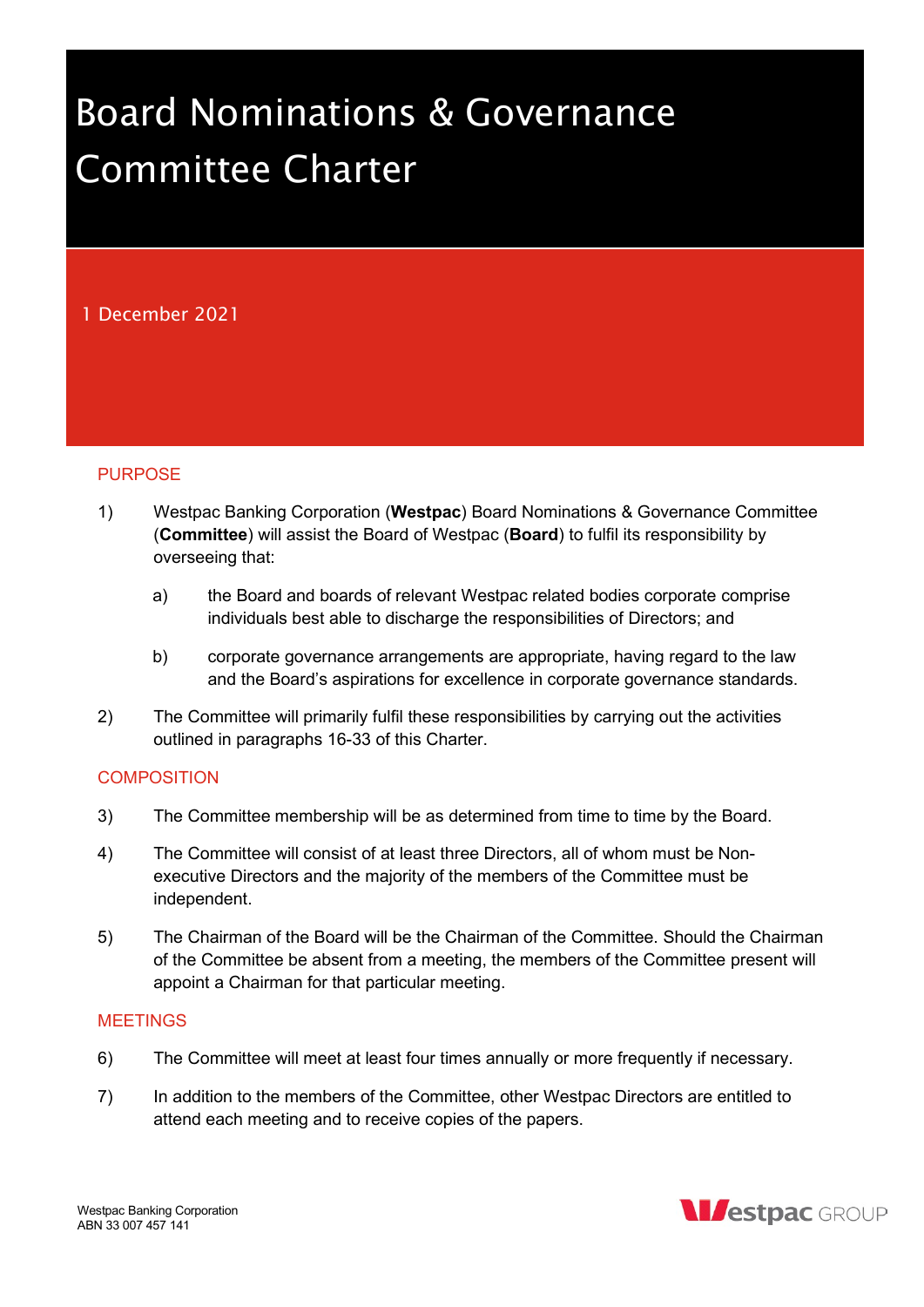# Board Nominations & Governance Committee Charter

1 December 2021

## PURPOSE

1) Westpac Banking Corporation (**Westpac**) Board Nominations & Governance Committee (**Committee**) will assist the Board of Westpac (**Board**) to fulfil its responsibility by overseeing that:

   a) the Board and boards of relevant Westpac related bodies corporate comprise individuals best able to discharge the responsibilities of Directors; and

   b) corporate governance arrangements are appropriate, having regard to the law and the Board's aspirations for excellence in corporate governance standards.

2) The Committee will primarily fulfil these responsibilities by carrying out the activities outlined in paragraphs 16-33 of this Charter.

## COMPOSITION

3) The Committee membership will be as determined from time to time by the Board.

4) The Committee will consist of at least three Directors, all of whom must be Non-executive Directors and the majority of the members of the Committee must be independent.

5) The Chairman of the Board will be the Chairman of the Committee. Should the Chairman of the Committee be absent from a meeting, the members of the Committee present will appoint a Chairman for that particular meeting.

## MEETINGS

6) The Committee will meet at least four times annually or more frequently if necessary.

7) In addition to the members of the Committee, other Westpac Directors are entitled to attend each meeting and to receive copies of the papers.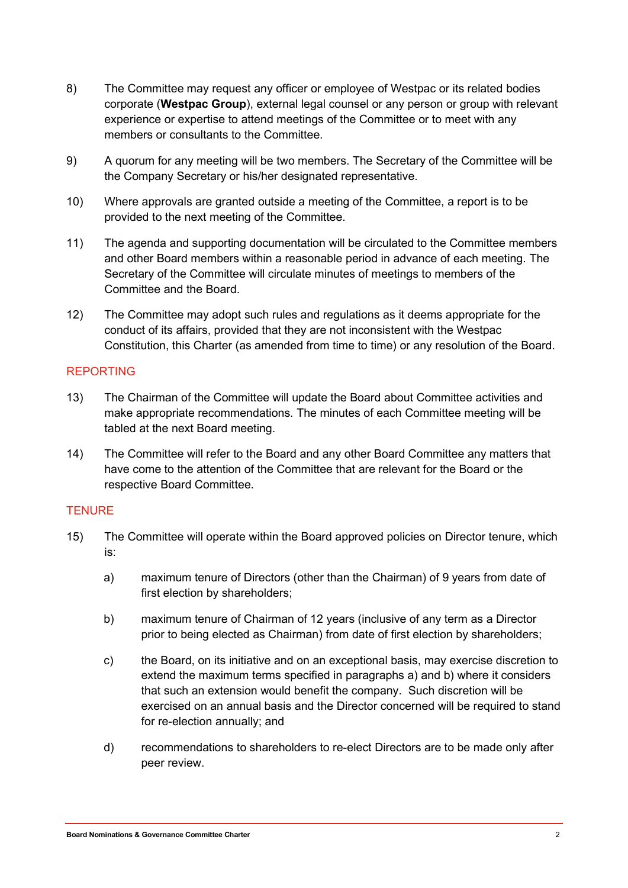8) The Committee may request any officer or employee of Westpac or its related bodies corporate (**Westpac Group**), external legal counsel or any person or group with relevant experience or expertise to attend meetings of the Committee or to meet with any members or consultants to the Committee.

9) A quorum for any meeting will be two members. The Secretary of the Committee will be the Company Secretary or his/her designated representative.

10) Where approvals are granted outside a meeting of the Committee, a report is to be provided to the next meeting of the Committee.

11) The agenda and supporting documentation will be circulated to the Committee members and other Board members within a reasonable period in advance of each meeting. The Secretary of the Committee will circulate minutes of meetings to members of the Committee and the Board.

12) The Committee may adopt such rules and regulations as it deems appropriate for the conduct of its affairs, provided that they are not inconsistent with the Westpac Constitution, this Charter (as amended from time to time) or any resolution of the Board.

## REPORTING

13) The Chairman of the Committee will update the Board about Committee activities and make appropriate recommendations. The minutes of each Committee meeting will be tabled at the next Board meeting.

14) The Committee will refer to the Board and any other Board Committee any matters that have come to the attention of the Committee that are relevant for the Board or the respective Board Committee.

## TENURE

15) The Committee will operate within the Board approved policies on Director tenure, which is:

    a) maximum tenure of Directors (other than the Chairman) of 9 years from date of first election by shareholders;

    b) maximum tenure of Chairman of 12 years (inclusive of any term as a Director prior to being elected as Chairman) from date of first election by shareholders;

    c) the Board, on its initiative and on an exceptional basis, may exercise discretion to extend the maximum terms specified in paragraphs a) and b) where it considers that such an extension would benefit the company. Such discretion will be exercised on an annual basis and the Director concerned will be required to stand for re-election annually; and

    d) recommendations to shareholders to re-elect Directors are to be made only after peer review.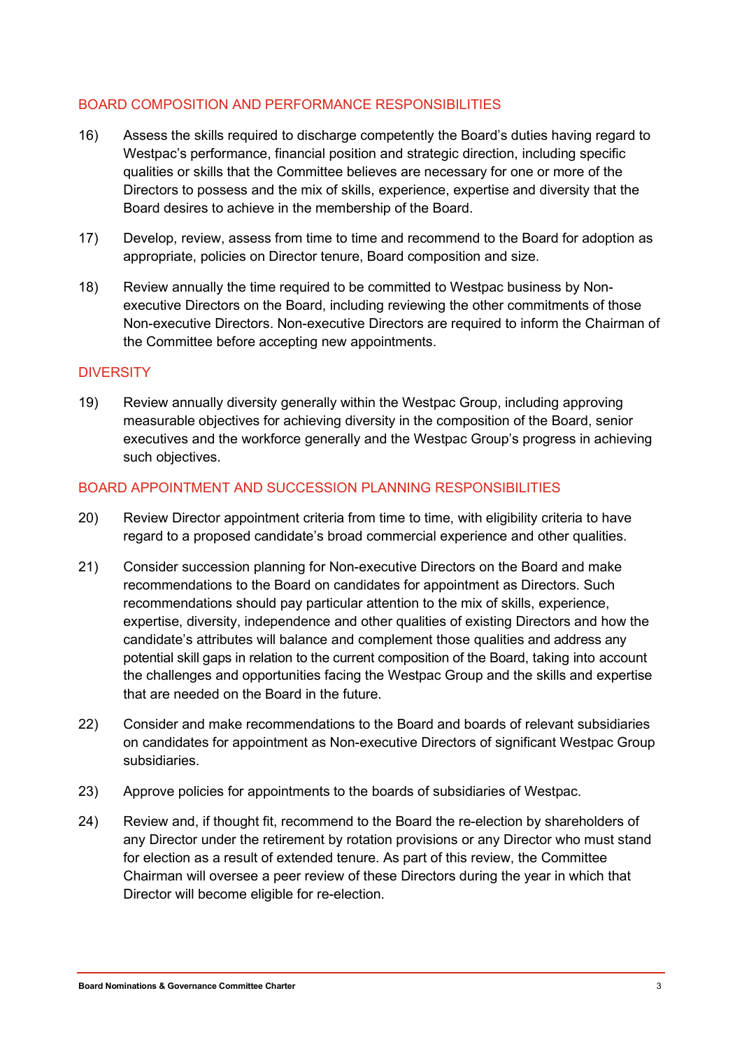## BOARD COMPOSITION AND PERFORMANCE RESPONSIBILITIES

16) Assess the skills required to discharge competently the Board's duties having regard to Westpac's performance, financial position and strategic direction, including specific qualities or skills that the Committee believes are necessary for one or more of the Directors to possess and the mix of skills, experience, expertise and diversity that the Board desires to achieve in the membership of the Board.

17) Develop, review, assess from time to time and recommend to the Board for adoption as appropriate, policies on Director tenure, Board composition and size.

18) Review annually the time required to be committed to Westpac business by Non-executive Directors on the Board, including reviewing the other commitments of those Non-executive Directors. Non-executive Directors are required to inform the Chairman of the Committee before accepting new appointments.

## DIVERSITY

19) Review annually diversity generally within the Westpac Group, including approving measurable objectives for achieving diversity in the composition of the Board, senior executives and the workforce generally and the Westpac Group's progress in achieving such objectives.

## BOARD APPOINTMENT AND SUCCESSION PLANNING RESPONSIBILITIES

20) Review Director appointment criteria from time to time, with eligibility criteria to have regard to a proposed candidate's broad commercial experience and other qualities.

21) Consider succession planning for Non-executive Directors on the Board and make recommendations to the Board on candidates for appointment as Directors. Such recommendations should pay particular attention to the mix of skills, experience, expertise, diversity, independence and other qualities of existing Directors and how the candidate's attributes will balance and complement those qualities and address any potential skill gaps in relation to the current composition of the Board, taking into account the challenges and opportunities facing the Westpac Group and the skills and expertise that are needed on the Board in the future.

22) Consider and make recommendations to the Board and boards of relevant subsidiaries on candidates for appointment as Non-executive Directors of significant Westpac Group subsidiaries.

23) Approve policies for appointments to the boards of subsidiaries of Westpac.

24) Review and, if thought fit, recommend to the Board the re-election by shareholders of any Director under the retirement by rotation provisions or any Director who must stand for election as a result of extended tenure. As part of this review, the Committee Chairman will oversee a peer review of these Directors during the year in which that Director will become eligible for re-election.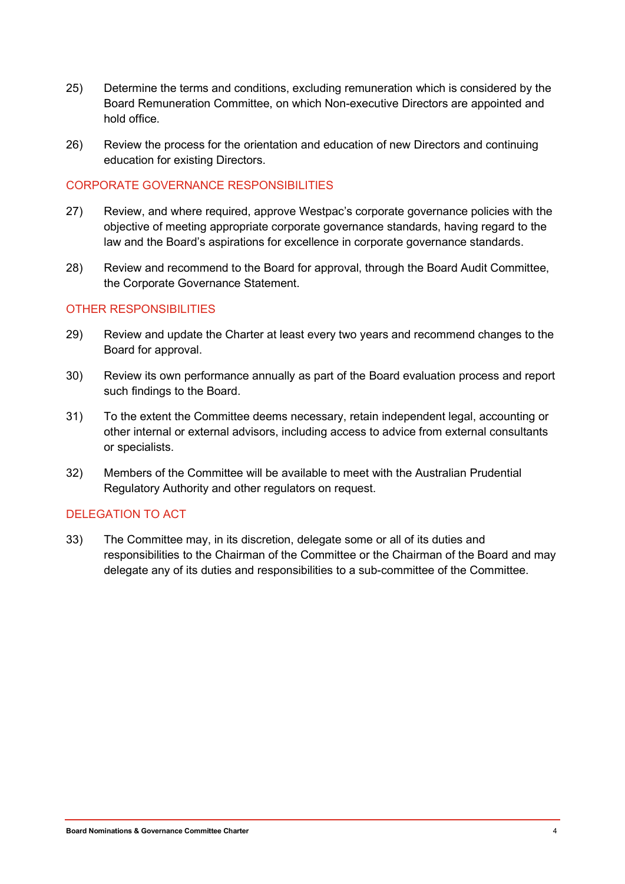25) Determine the terms and conditions, excluding remuneration which is considered by the Board Remuneration Committee, on which Non-executive Directors are appointed and hold office.

26) Review the process for the orientation and education of new Directors and continuing education for existing Directors.

## CORPORATE GOVERNANCE RESPONSIBILITIES

27) Review, and where required, approve Westpac's corporate governance policies with the objective of meeting appropriate corporate governance standards, having regard to the law and the Board's aspirations for excellence in corporate governance standards.

28) Review and recommend to the Board for approval, through the Board Audit Committee, the Corporate Governance Statement.

## OTHER RESPONSIBILITIES

29) Review and update the Charter at least every two years and recommend changes to the Board for approval.

30) Review its own performance annually as part of the Board evaluation process and report such findings to the Board.

31) To the extent the Committee deems necessary, retain independent legal, accounting or other internal or external advisors, including access to advice from external consultants or specialists.

32) Members of the Committee will be available to meet with the Australian Prudential Regulatory Authority and other regulators on request.

## DELEGATION TO ACT

33) The Committee may, in its discretion, delegate some or all of its duties and responsibilities to the Chairman of the Committee or the Chairman of the Board and may delegate any of its duties and responsibilities to a sub-committee of the Committee.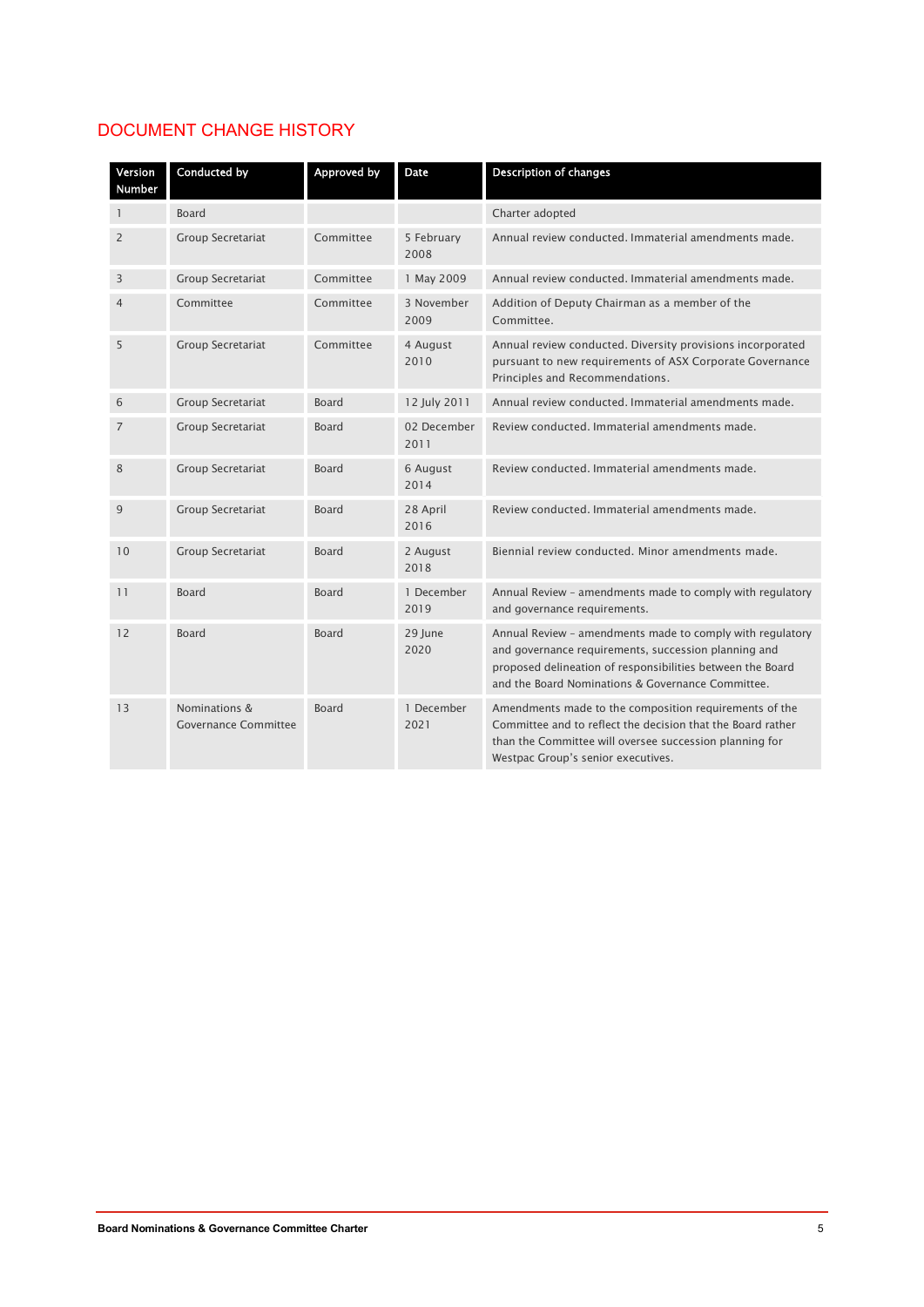## DOCUMENT CHANGE HISTORY

| Version Number | Conducted by | Approved by | Date | Description of changes |
|---|---|---|---|---|
| 1 | Board | | | Charter adopted |
| 2 | Group Secretariat | Committee | 5 February 2008 | Annual review conducted. Immaterial amendments made. |
| 3 | Group Secretariat | Committee | 1 May 2009 | Annual review conducted. Immaterial amendments made. |
| 4 | Committee | Committee | 3 November 2009 | Addition of Deputy Chairman as a member of the Committee. |
| 5 | Group Secretariat | Committee | 4 August 2010 | Annual review conducted. Diversity provisions incorporated pursuant to new requirements of ASX Corporate Governance Principles and Recommendations. |
| 6 | Group Secretariat | Board | 12 July 2011 | Annual review conducted. Immaterial amendments made. |
| 7 | Group Secretariat | Board | 02 December 2011 | Review conducted. Immaterial amendments made. |
| 8 | Group Secretariat | Board | 6 August 2014 | Review conducted. Immaterial amendments made. |
| 9 | Group Secretariat | Board | 28 April 2016 | Review conducted. Immaterial amendments made. |
| 10 | Group Secretariat | Board | 2 August 2018 | Biennial review conducted. Minor amendments made. |
| 11 | Board | Board | 1 December 2019 | Annual Review – amendments made to comply with regulatory and governance requirements. |
| 12 | Board | Board | 29 June 2020 | Annual Review – amendments made to comply with regulatory and governance requirements, succession planning and proposed delineation of responsibilities between the Board and the Board Nominations & Governance Committee. |
| 13 | Nominations & Governance Committee | Board | 1 December 2021 | Amendments made to the composition requirements of the Committee and to reflect the decision that the Board rather than the Committee will oversee succession planning for Westpac Group's senior executives. |